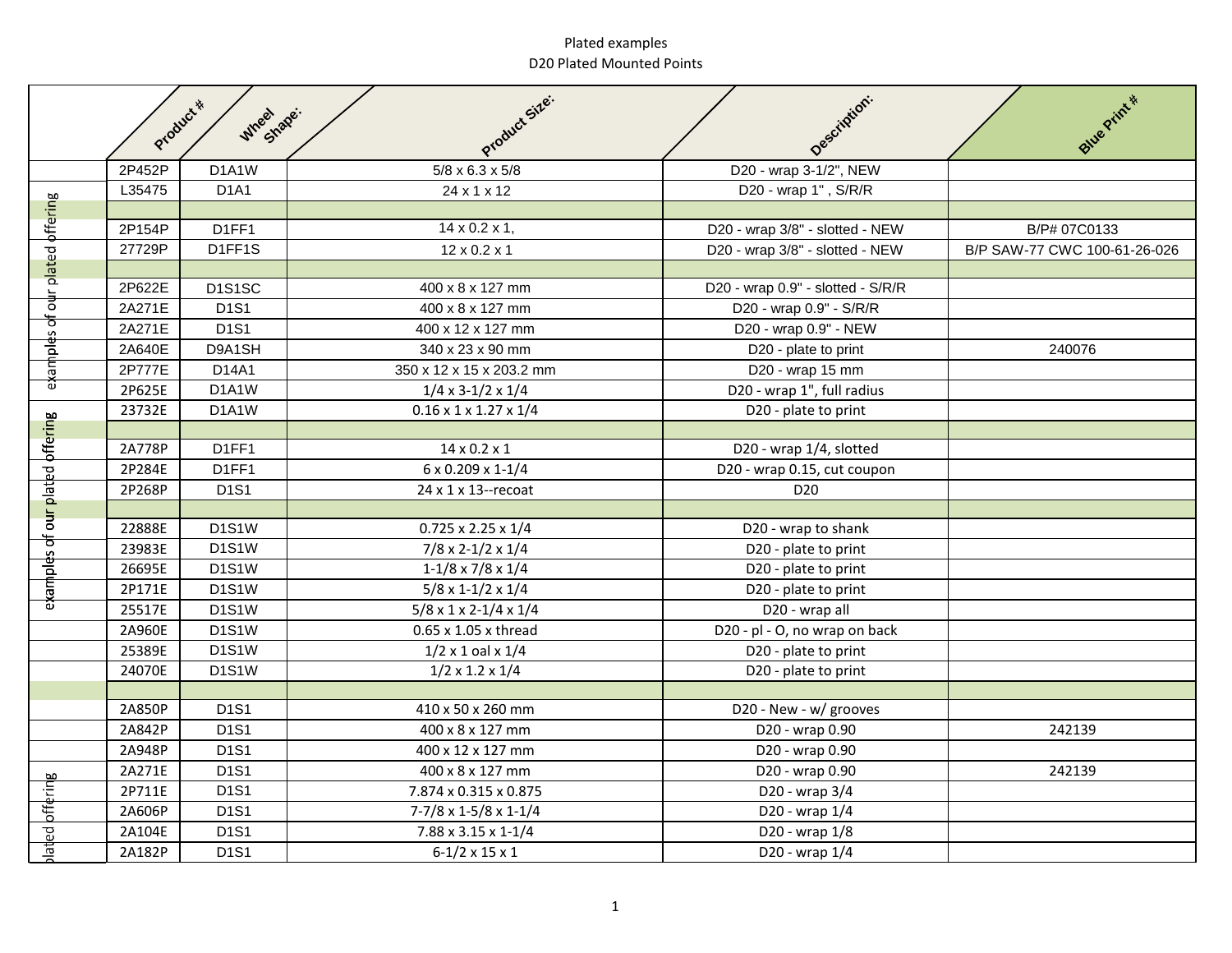Plated examples

D20 Plated Mounted Points

| | Product # | Wheel Shape: | Product Size: | Description: | Blue Print # |
|---|---|---|---|---|---|
| | 2P452P | D1A1W | 5/8 x 6.3 x 5/8 | D20 - wrap 3-1/2", NEW | |
| examples of our plated offering | L35475 | D1A1 | 24 x 1 x 12 | D20 - wrap 1" , S/R/R | |
| | | | | | |
| | 2P154P | D1FF1 | 14 x 0.2 x 1, | D20 - wrap 3/8" - slotted - NEW | B/P# 07C0133 |
| | 27729P | D1FF1S | 12 x 0.2 x 1 | D20 - wrap 3/8" - slotted - NEW | B/P SAW-77 CWC 100-61-26-026 |
| | | | | | |
| | 2P622E | D1S1SC | 400 x 8 x 127 mm | D20 - wrap 0.9" - slotted - S/R/R | |
| | 2A271E | D1S1 | 400 x 8 x 127 mm | D20 - wrap 0.9" - S/R/R | |
| | 2A271E | D1S1 | 400 x 12 x 127 mm | D20 - wrap 0.9" - NEW | |
| | 2A640E | D9A1SH | 340 x 23 x 90 mm | D20 - plate to print | 240076 |
| | 2P777E | D14A1 | 350 x 12 x 15 x 203.2 mm | D20 - wrap 15 mm | |
| | 2P625E | D1A1W | 1/4 x 3-1/2 x 1/4 | D20 - wrap 1", full radius | |
| examples of our plated offering | 23732E | D1A1W | 0.16 x 1 x 1.27 x 1/4 | D20 - plate to print | |
| | | | | | |
| | 2A778P | D1FF1 | 14 x 0.2 x 1 | D20 - wrap 1/4, slotted | |
| | 2P284E | D1FF1 | 6 x 0.209 x 1-1/4 | D20 - wrap 0.15, cut coupon | |
| | 2P268P | D1S1 | 24 x 1 x 13--recoat | D20 | |
| | | | | | |
| | 22888E | D1S1W | 0.725 x 2.25 x 1/4 | D20 - wrap to shank | |
| | 23983E | D1S1W | 7/8 x 2-1/2 x 1/4 | D20 - plate to print | |
| | 26695E | D1S1W | 1-1/8 x 7/8 x 1/4 | D20 - plate to print | |
| | 2P171E | D1S1W | 5/8 x 1-1/2 x 1/4 | D20 - plate to print | |
| | 25517E | D1S1W | 5/8 x 1 x 2-1/4 x 1/4 | D20 - wrap all | |
| | 2A960E | D1S1W | 0.65 x 1.05 x thread | D20 - pl - O, no wrap on back | |
| | 25389E | D1S1W | 1/2 x 1 oal x 1/4 | D20 - plate to print | |
| | 24070E | D1S1W | 1/2 x 1.2 x 1/4 | D20 - plate to print | |
| | | | | | |
| | 2A850P | D1S1 | 410 x 50 x 260 mm | D20 - New - w/ grooves | |
| | 2A842P | D1S1 | 400 x 8 x 127 mm | D20 - wrap 0.90 | 242139 |
| | 2A948P | D1S1 | 400 x 12 x 127 mm | D20 - wrap 0.90 | |
| plated offering | 2A271E | D1S1 | 400 x 8 x 127 mm | D20 - wrap 0.90 | 242139 |
| | 2P711E | D1S1 | 7.874 x 0.315 x 0.875 | D20 - wrap 3/4 | |
| | 2A606P | D1S1 | 7-7/8 x 1-5/8 x 1-1/4 | D20 - wrap 1/4 | |
| | 2A104E | D1S1 | 7.88 x 3.15 x 1-1/4 | D20 - wrap 1/8 | |
| | 2A182P | D1S1 | 6-1/2 x 15 x 1 | D20 - wrap 1/4 | |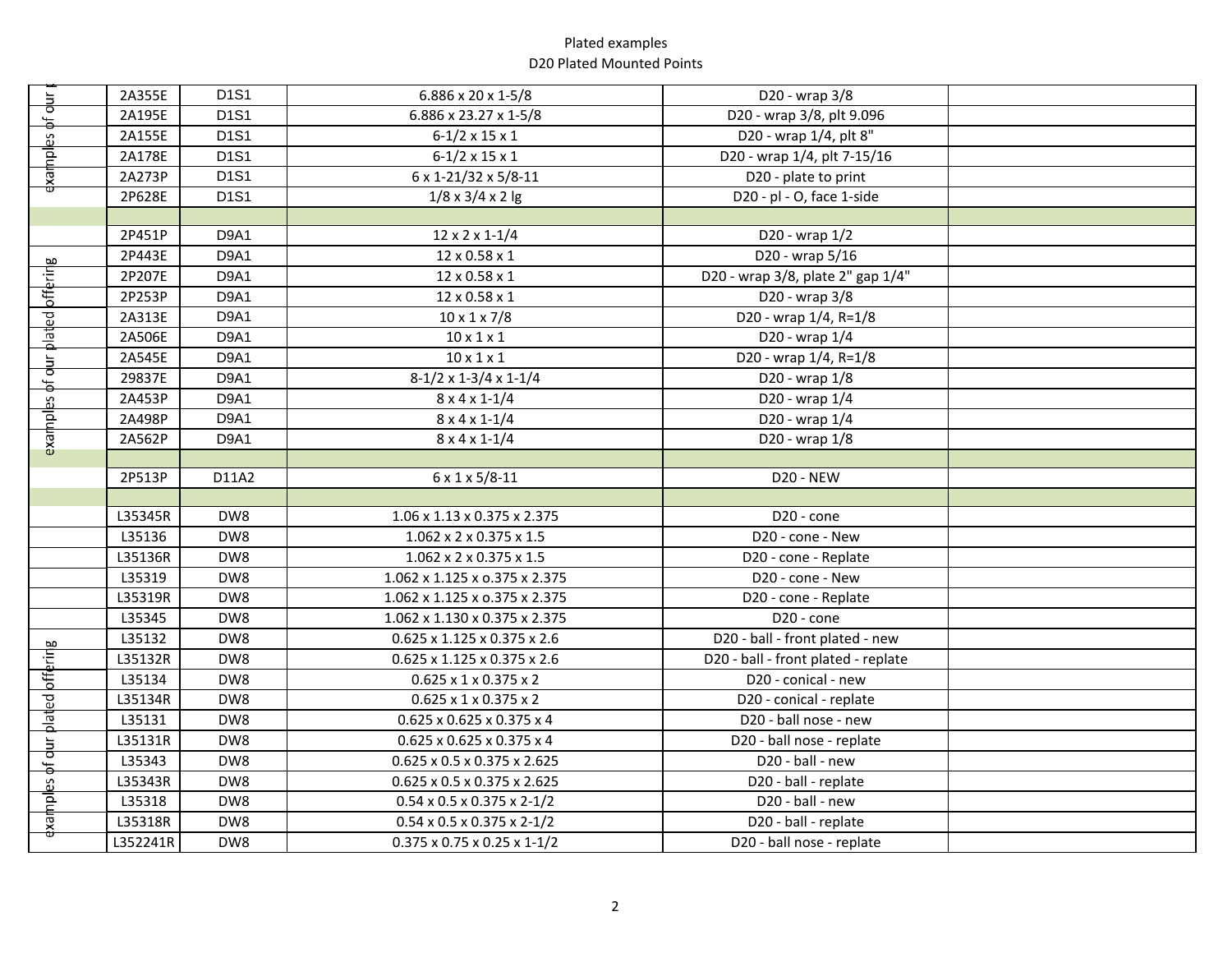Plated examples

D20 Plated Mounted Points

| | | | | | |
|---|---|---|---|---|---|
| examples of our p | 2A355E | D1S1 | 6.886 x 20 x 1-5/8 | D20 - wrap 3/8 | |
| | 2A195E | D1S1 | 6.886 x 23.27 x 1-5/8 | D20 - wrap 3/8, plt 9.096 | |
| | 2A155E | D1S1 | 6-1/2 x 15 x 1 | D20 - wrap 1/4, plt 8" | |
| | 2A178E | D1S1 | 6-1/2 x 15 x 1 | D20 - wrap 1/4, plt 7-15/16 | |
| | 2A273P | D1S1 | 6 x 1-21/32 x 5/8-11 | D20 - plate to print | |
| | 2P628E | D1S1 | 1/8 x 3/4 x 2 lg | D20 - pl - O, face 1-side | |
| | | | | | |
| examples of our plated offering | 2P451P | D9A1 | 12 x 2 x 1-1/4 | D20 - wrap 1/2 | |
| | 2P443E | D9A1 | 12 x 0.58 x 1 | D20 - wrap 5/16 | |
| | 2P207E | D9A1 | 12 x 0.58 x 1 | D20 - wrap 3/8, plate 2" gap 1/4" | |
| | 2P253P | D9A1 | 12 x 0.58 x 1 | D20 - wrap 3/8 | |
| | 2A313E | D9A1 | 10 x 1 x 7/8 | D20 - wrap 1/4, R=1/8 | |
| | 2A506E | D9A1 | 10 x 1 x 1 | D20 - wrap 1/4 | |
| | 2A545E | D9A1 | 10 x 1 x 1 | D20 - wrap 1/4, R=1/8 | |
| | 29837E | D9A1 | 8-1/2 x 1-3/4 x 1-1/4 | D20 - wrap 1/8 | |
| | 2A453P | D9A1 | 8 x 4 x 1-1/4 | D20 - wrap 1/4 | |
| | 2A498P | D9A1 | 8 x 4 x 1-1/4 | D20 - wrap 1/4 | |
| | 2A562P | D9A1 | 8 x 4 x 1-1/4 | D20 - wrap 1/8 | |
| | | | | | |
| | 2P513P | D11A2 | 6 x 1 x 5/8-11 | D20 - NEW | |
| | | | | | |
| examples of our plated offering | L35345R | DW8 | 1.06 x 1.13 x 0.375 x 2.375 | D20 - cone | |
| | L35136 | DW8 | 1.062 x 2 x 0.375 x 1.5 | D20 - cone - New | |
| | L35136R | DW8 | 1.062 x 2 x 0.375 x 1.5 | D20 - cone - Replate | |
| | L35319 | DW8 | 1.062 x 1.125 x o.375 x 2.375 | D20 - cone - New | |
| | L35319R | DW8 | 1.062 x 1.125 x o.375 x 2.375 | D20 - cone - Replate | |
| | L35345 | DW8 | 1.062 x 1.130 x 0.375 x 2.375 | D20 - cone | |
| | L35132 | DW8 | 0.625 x 1.125 x 0.375 x 2.6 | D20 - ball - front plated - new | |
| | L35132R | DW8 | 0.625 x 1.125 x 0.375 x 2.6 | D20 - ball - front plated - replate | |
| | L35134 | DW8 | 0.625 x 1 x 0.375 x 2 | D20 - conical - new | |
| | L35134R | DW8 | 0.625 x 1 x 0.375 x 2 | D20 - conical - replate | |
| | L35131 | DW8 | 0.625 x 0.625 x 0.375 x 4 | D20 - ball nose - new | |
| | L35131R | DW8 | 0.625 x 0.625 x 0.375 x 4 | D20 - ball nose - replate | |
| | L35343 | DW8 | 0.625 x 0.5 x 0.375 x 2.625 | D20 - ball - new | |
| | L35343R | DW8 | 0.625 x 0.5 x 0.375 x 2.625 | D20 - ball - replate | |
| | L35318 | DW8 | 0.54 x 0.5 x 0.375 x 2-1/2 | D20 - ball - new | |
| | L35318R | DW8 | 0.54 x 0.5 x 0.375 x 2-1/2 | D20 - ball - replate | |
| | L352241R | DW8 | 0.375 x 0.75 x 0.25 x 1-1/2 | D20 - ball nose - replate | |